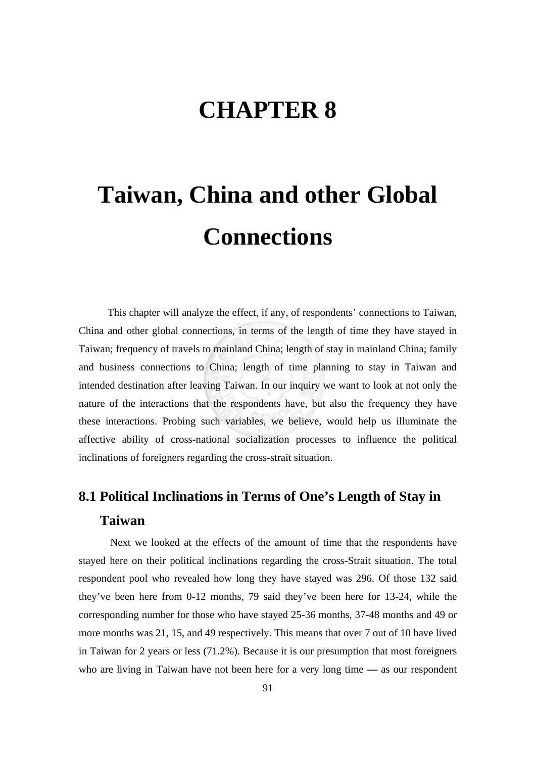# CHAPTER 8

# Taiwan, China and other Global Connections

This chapter will analyze the effect, if any, of respondents' connections to Taiwan, China and other global connections, in terms of the length of time they have stayed in Taiwan; frequency of travels to mainland China; length of stay in mainland China; family and business connections to China; length of time planning to stay in Taiwan and intended destination after leaving Taiwan. In our inquiry we want to look at not only the nature of the interactions that the respondents have, but also the frequency they have these interactions. Probing such variables, we believe, would help us illuminate the affective ability of cross-national socialization processes to influence the political inclinations of foreigners regarding the cross-strait situation.

## 8.1 Political Inclinations in Terms of One's Length of Stay in Taiwan

Next we looked at the effects of the amount of time that the respondents have stayed here on their political inclinations regarding the cross-Strait situation. The total respondent pool who revealed how long they have stayed was 296. Of those 132 said they've been here from 0-12 months, 79 said they've been here for 13-24, while the corresponding number for those who have stayed 25-36 months, 37-48 months and 49 or more months was 21, 15, and 49 respectively. This means that over 7 out of 10 have lived in Taiwan for 2 years or less (71.2%). Because it is our presumption that most foreigners who are living in Taiwan have not been here for a very long time — as our respondent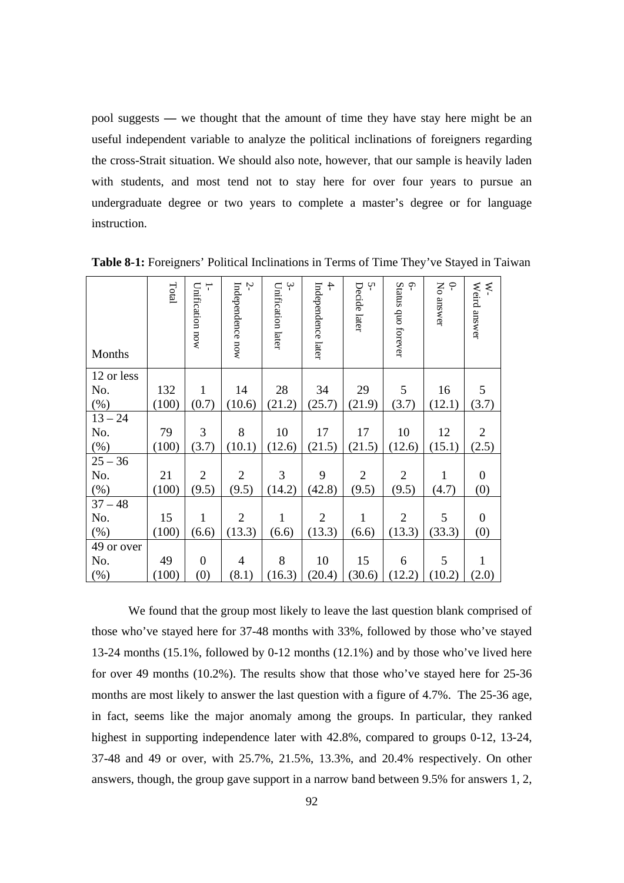pool suggests — we thought that the amount of time they have stay here might be an useful independent variable to analyze the political inclinations of foreigners regarding the cross-Strait situation. We should also note, however, that our sample is heavily laden with students, and most tend not to stay here for over four years to pursue an undergraduate degree or two years to complete a master's degree or for language instruction.

**Table 8-1:** Foreigners' Political Inclinations in Terms of Time They've Stayed in Taiwan

| Months | Total | 1- Unification now | 2- Independence now | 3- Unification later | 4- Independence later | 5- Decide later | 6- Status quo forever | 0- No answer | W- Weird answer |
|---|---|---|---|---|---|---|---|---|---|
| 12 or less | | | | | | | | | |
| No. | 132 | 1 | 14 | 28 | 34 | 29 | 5 | 16 | 5 |
| (%) | (100) | (0.7) | (10.6) | (21.2) | (25.7) | (21.9) | (3.7) | (12.1) | (3.7) |
| 13 – 24 | | | | | | | | | |
| No. | 79 | 3 | 8 | 10 | 17 | 17 | 10 | 12 | 2 |
| (%) | (100) | (3.7) | (10.1) | (12.6) | (21.5) | (21.5) | (12.6) | (15.1) | (2.5) |
| 25 – 36 | | | | | | | | | |
| No. | 21 | 2 | 2 | 3 | 9 | 2 | 2 | 1 | 0 |
| (%) | (100) | (9.5) | (9.5) | (14.2) | (42.8) | (9.5) | (9.5) | (4.7) | (0) |
| 37 – 48 | | | | | | | | | |
| No. | 15 | 1 | 2 | 1 | 2 | 1 | 2 | 5 | 0 |
| (%) | (100) | (6.6) | (13.3) | (6.6) | (13.3) | (6.6) | (13.3) | (33.3) | (0) |
| 49 or over | | | | | | | | | |
| No. | 49 | 0 | 4 | 8 | 10 | 15 | 6 | 5 | 1 |
| (%) | (100) | (0) | (8.1) | (16.3) | (20.4) | (30.6) | (12.2) | (10.2) | (2.0) |

We found that the group most likely to leave the last question blank comprised of those who've stayed here for 37-48 months with 33%, followed by those who've stayed 13-24 months (15.1%, followed by 0-12 months (12.1%) and by those who've lived here for over 49 months (10.2%). The results show that those who've stayed here for 25-36 months are most likely to answer the last question with a figure of 4.7%. The 25-36 age, in fact, seems like the major anomaly among the groups. In particular, they ranked highest in supporting independence later with 42.8%, compared to groups 0-12, 13-24, 37-48 and 49 or over, with 25.7%, 21.5%, 13.3%, and 20.4% respectively. On other answers, though, the group gave support in a narrow band between 9.5% for answers 1, 2,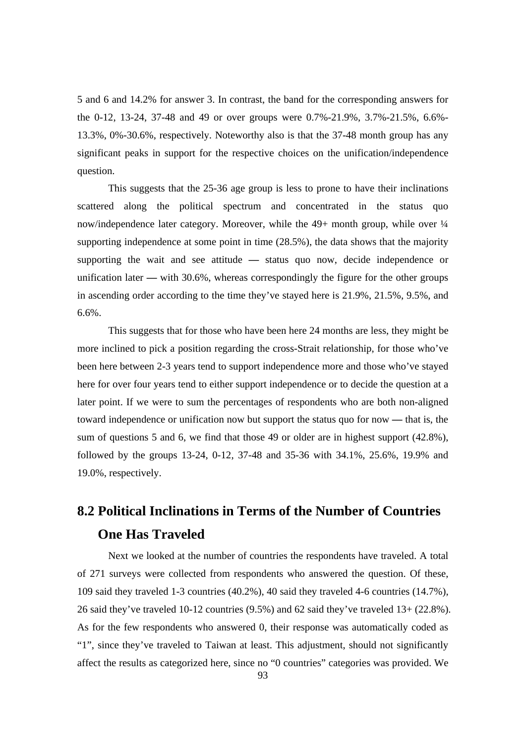5 and 6 and 14.2% for answer 3. In contrast, the band for the corresponding answers for the 0-12, 13-24, 37-48 and 49 or over groups were 0.7%-21.9%, 3.7%-21.5%, 6.6%-13.3%, 0%-30.6%, respectively. Noteworthy also is that the 37-48 month group has any significant peaks in support for the respective choices on the unification/independence question.

This suggests that the 25-36 age group is less to prone to have their inclinations scattered along the political spectrum and concentrated in the status quo now/independence later category. Moreover, while the 49+ month group, while over ¼ supporting independence at some point in time (28.5%), the data shows that the majority supporting the wait and see attitude — status quo now, decide independence or unification later — with 30.6%, whereas correspondingly the figure for the other groups in ascending order according to the time they've stayed here is 21.9%, 21.5%, 9.5%, and 6.6%.

This suggests that for those who have been here 24 months are less, they might be more inclined to pick a position regarding the cross-Strait relationship, for those who've been here between 2-3 years tend to support independence more and those who've stayed here for over four years tend to either support independence or to decide the question at a later point. If we were to sum the percentages of respondents who are both non-aligned toward independence or unification now but support the status quo for now — that is, the sum of questions 5 and 6, we find that those 49 or older are in highest support (42.8%), followed by the groups 13-24, 0-12, 37-48 and 35-36 with 34.1%, 25.6%, 19.9% and 19.0%, respectively.

## 8.2 Political Inclinations in Terms of the Number of Countries One Has Traveled

Next we looked at the number of countries the respondents have traveled. A total of 271 surveys were collected from respondents who answered the question. Of these, 109 said they traveled 1-3 countries (40.2%), 40 said they traveled 4-6 countries (14.7%), 26 said they've traveled 10-12 countries (9.5%) and 62 said they've traveled 13+ (22.8%). As for the few respondents who answered 0, their response was automatically coded as "1", since they've traveled to Taiwan at least. This adjustment, should not significantly affect the results as categorized here, since no "0 countries" categories was provided. We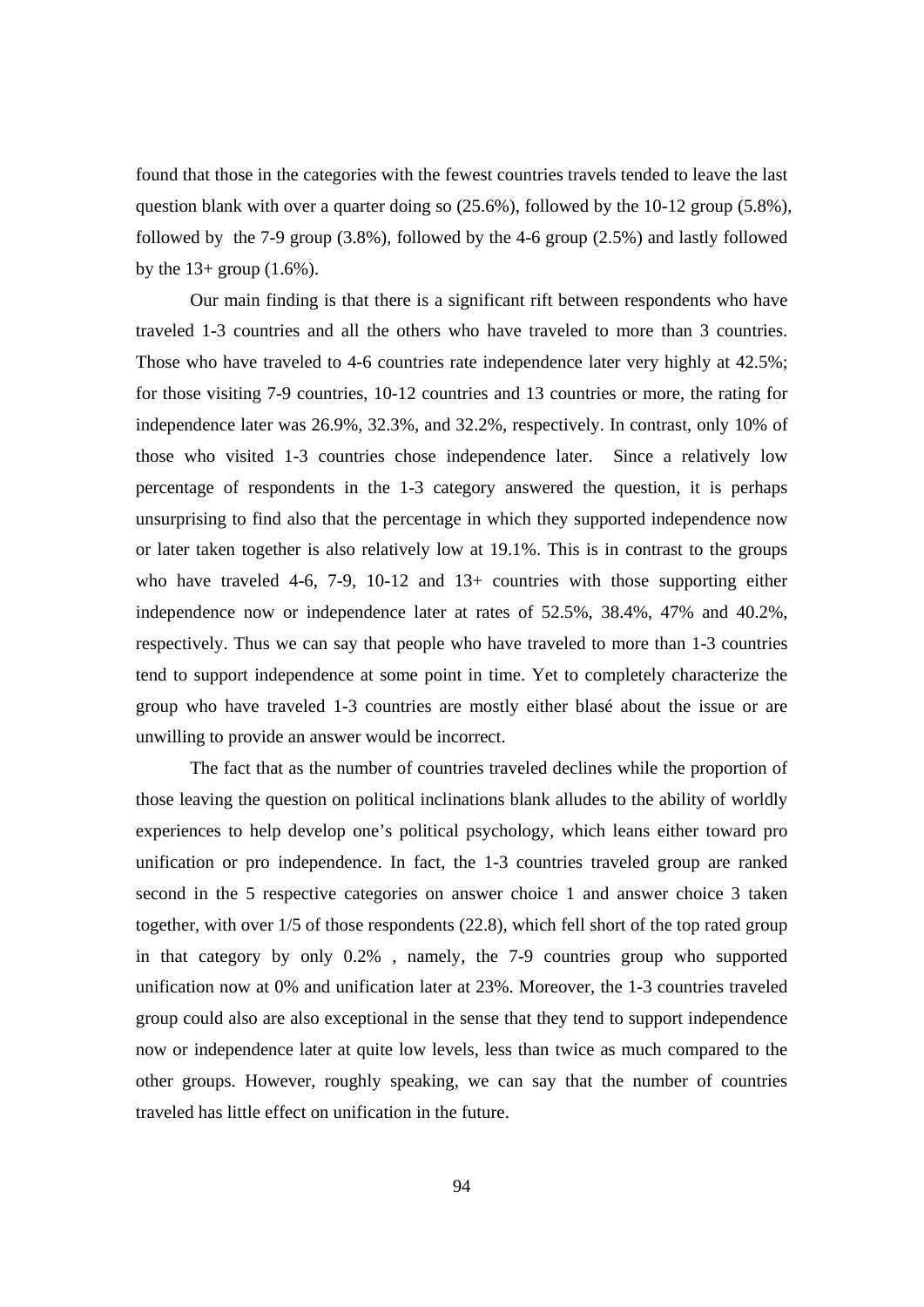found that those in the categories with the fewest countries travels tended to leave the last question blank with over a quarter doing so (25.6%), followed by the 10-12 group (5.8%), followed by the 7-9 group (3.8%), followed by the 4-6 group (2.5%) and lastly followed by the 13+ group (1.6%).

Our main finding is that there is a significant rift between respondents who have traveled 1-3 countries and all the others who have traveled to more than 3 countries. Those who have traveled to 4-6 countries rate independence later very highly at 42.5%; for those visiting 7-9 countries, 10-12 countries and 13 countries or more, the rating for independence later was 26.9%, 32.3%, and 32.2%, respectively. In contrast, only 10% of those who visited 1-3 countries chose independence later. Since a relatively low percentage of respondents in the 1-3 category answered the question, it is perhaps unsurprising to find also that the percentage in which they supported independence now or later taken together is also relatively low at 19.1%. This is in contrast to the groups who have traveled 4-6, 7-9, 10-12 and 13+ countries with those supporting either independence now or independence later at rates of 52.5%, 38.4%, 47% and 40.2%, respectively. Thus we can say that people who have traveled to more than 1-3 countries tend to support independence at some point in time. Yet to completely characterize the group who have traveled 1-3 countries are mostly either blasé about the issue or are unwilling to provide an answer would be incorrect.

The fact that as the number of countries traveled declines while the proportion of those leaving the question on political inclinations blank alludes to the ability of worldly experiences to help develop one's political psychology, which leans either toward pro unification or pro independence. In fact, the 1-3 countries traveled group are ranked second in the 5 respective categories on answer choice 1 and answer choice 3 taken together, with over 1/5 of those respondents (22.8), which fell short of the top rated group in that category by only 0.2% , namely, the 7-9 countries group who supported unification now at 0% and unification later at 23%. Moreover, the 1-3 countries traveled group could also are also exceptional in the sense that they tend to support independence now or independence later at quite low levels, less than twice as much compared to the other groups. However, roughly speaking, we can say that the number of countries traveled has little effect on unification in the future.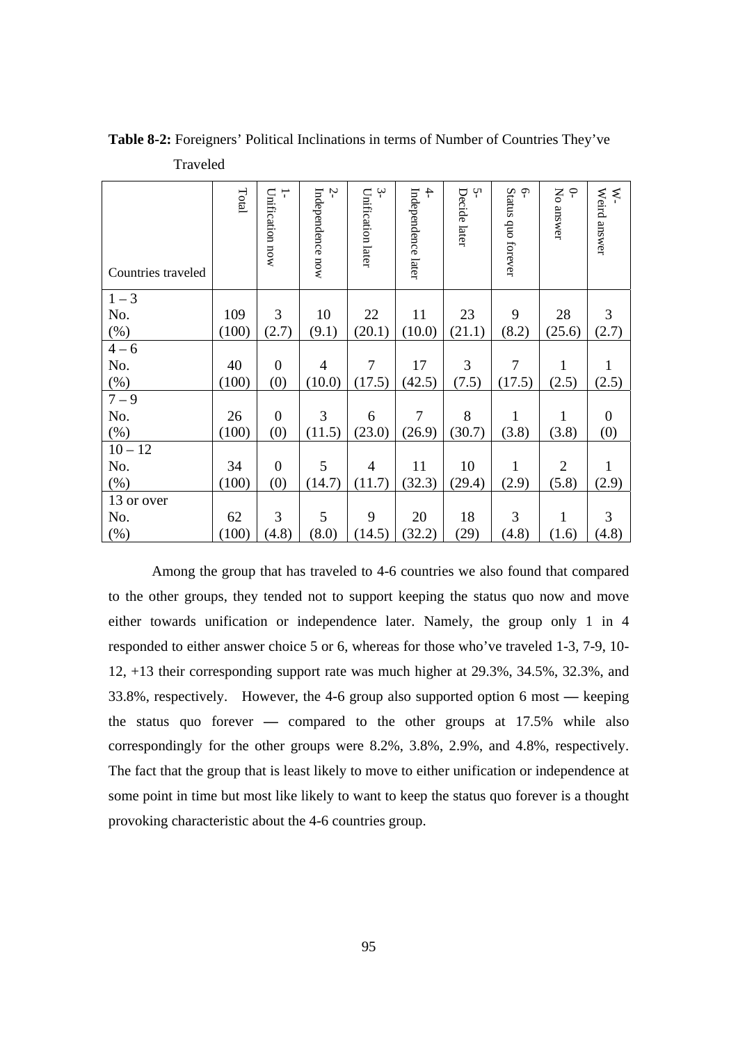**Table 8-2:** Foreigners' Political Inclinations in terms of Number of Countries They've Traveled

| Countries traveled | Total | 1- Unification now | 2- Independence now | 3- Unification later | 4- Independence later | 5- Decide later | 6- Status quo forever | 0- No answer | W- Weird answer |
|---|---|---|---|---|---|---|---|---|---|
| 1 – 3 | | | | | | | | | |
| No. | 109 | 3 | 10 | 22 | 11 | 23 | 9 | 28 | 3 |
| (%) | (100) | (2.7) | (9.1) | (20.1) | (10.0) | (21.1) | (8.2) | (25.6) | (2.7) |
| 4 – 6 | | | | | | | | | |
| No. | 40 | 0 | 4 | 7 | 17 | 3 | 7 | 1 | 1 |
| (%) | (100) | (0) | (10.0) | (17.5) | (42.5) | (7.5) | (17.5) | (2.5) | (2.5) |
| 7 – 9 | | | | | | | | | |
| No. | 26 | 0 | 3 | 6 | 7 | 8 | 1 | 1 | 0 |
| (%) | (100) | (0) | (11.5) | (23.0) | (26.9) | (30.7) | (3.8) | (3.8) | (0) |
| 10 – 12 | | | | | | | | | |
| No. | 34 | 0 | 5 | 4 | 11 | 10 | 1 | 2 | 1 |
| (%) | (100) | (0) | (14.7) | (11.7) | (32.3) | (29.4) | (2.9) | (5.8) | (2.9) |
| 13 or over | | | | | | | | | |
| No. | 62 | 3 | 5 | 9 | 20 | 18 | 3 | 1 | 3 |
| (%) | (100) | (4.8) | (8.0) | (14.5) | (32.2) | (29) | (4.8) | (1.6) | (4.8) |

Among the group that has traveled to 4-6 countries we also found that compared to the other groups, they tended not to support keeping the status quo now and move either towards unification or independence later. Namely, the group only 1 in 4 responded to either answer choice 5 or 6, whereas for those who've traveled 1-3, 7-9, 10-12, +13 their corresponding support rate was much higher at 29.3%, 34.5%, 32.3%, and 33.8%, respectively. However, the 4-6 group also supported option 6 most — keeping the status quo forever — compared to the other groups at 17.5% while also correspondingly for the other groups were 8.2%, 3.8%, 2.9%, and 4.8%, respectively. The fact that the group that is least likely to move to either unification or independence at some point in time but most like likely to want to keep the status quo forever is a thought provoking characteristic about the 4-6 countries group.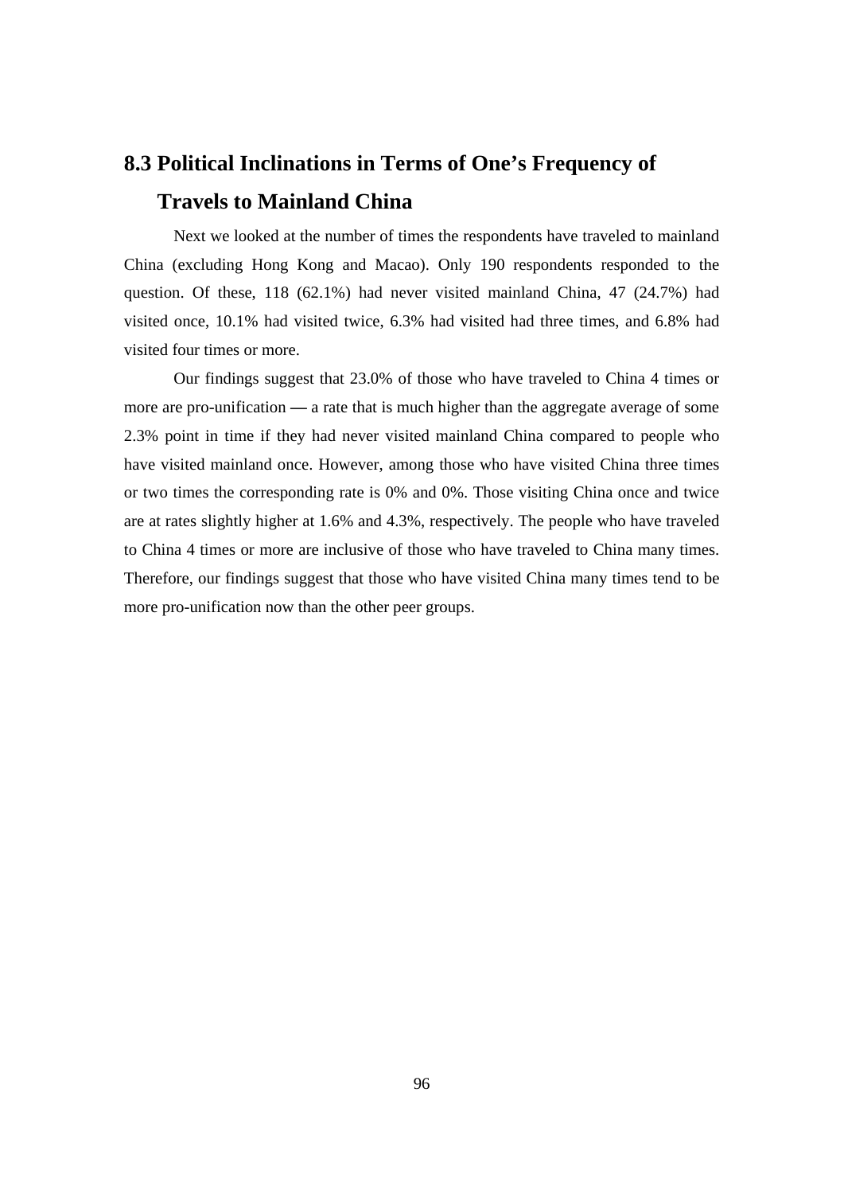## 8.3 Political Inclinations in Terms of One's Frequency of Travels to Mainland China

Next we looked at the number of times the respondents have traveled to mainland China (excluding Hong Kong and Macao). Only 190 respondents responded to the question. Of these, 118 (62.1%) had never visited mainland China, 47 (24.7%) had visited once, 10.1% had visited twice, 6.3% had visited had three times, and 6.8% had visited four times or more.

Our findings suggest that 23.0% of those who have traveled to China 4 times or more are pro-unification — a rate that is much higher than the aggregate average of some 2.3% point in time if they had never visited mainland China compared to people who have visited mainland once. However, among those who have visited China three times or two times the corresponding rate is 0% and 0%. Those visiting China once and twice are at rates slightly higher at 1.6% and 4.3%, respectively. The people who have traveled to China 4 times or more are inclusive of those who have traveled to China many times. Therefore, our findings suggest that those who have visited China many times tend to be more pro-unification now than the other peer groups.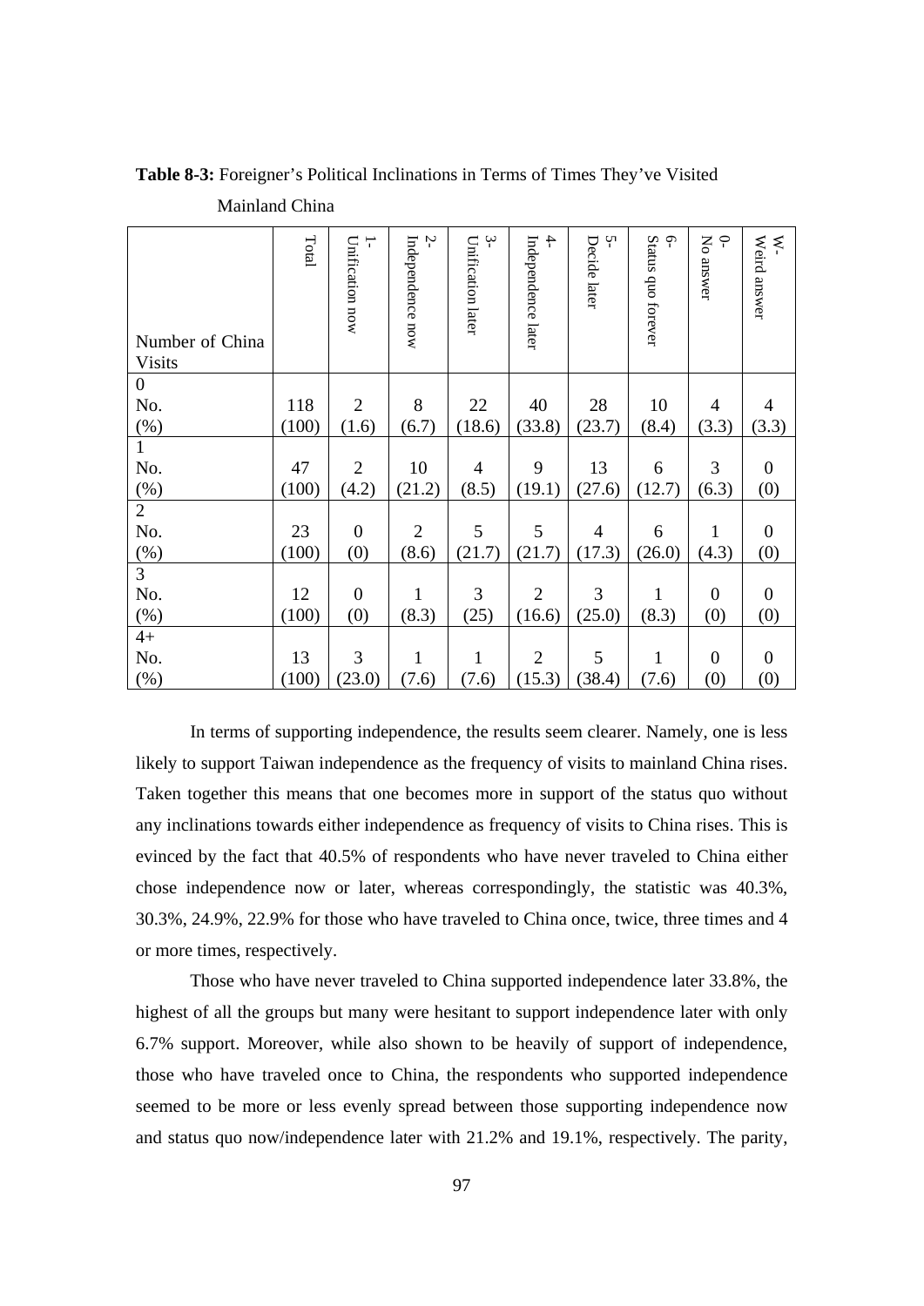**Table 8-3:** Foreigner's Political Inclinations in Terms of Times They've Visited Mainland China

| Number of China Visits | Total | 1- Unification now | 2- Independence now | 3- Unification later | 4- Independence later | 5- Decide later | 6- Status quo forever | 0- No answer | W- Weird answer |
|---|---|---|---|---|---|---|---|---|---|
| 0 | | | | | | | | | |
| No. | 118 | 2 | 8 | 22 | 40 | 28 | 10 | 4 | 4 |
| (%) | (100) | (1.6) | (6.7) | (18.6) | (33.8) | (23.7) | (8.4) | (3.3) | (3.3) |
| 1 | | | | | | | | | |
| No. | 47 | 2 | 10 | 4 | 9 | 13 | 6 | 3 | 0 |
| (%) | (100) | (4.2) | (21.2) | (8.5) | (19.1) | (27.6) | (12.7) | (6.3) | (0) |
| 2 | | | | | | | | | |
| No. | 23 | 0 | 2 | 5 | 5 | 4 | 6 | 1 | 0 |
| (%) | (100) | (0) | (8.6) | (21.7) | (21.7) | (17.3) | (26.0) | (4.3) | (0) |
| 3 | | | | | | | | | |
| No. | 12 | 0 | 1 | 3 | 2 | 3 | 1 | 0 | 0 |
| (%) | (100) | (0) | (8.3) | (25) | (16.6) | (25.0) | (8.3) | (0) | (0) |
| 4+ | | | | | | | | | |
| No. | 13 | 3 | 1 | 1 | 2 | 5 | 1 | 0 | 0 |
| (%) | (100) | (23.0) | (7.6) | (7.6) | (15.3) | (38.4) | (7.6) | (0) | (0) |

In terms of supporting independence, the results seem clearer. Namely, one is less likely to support Taiwan independence as the frequency of visits to mainland China rises. Taken together this means that one becomes more in support of the status quo without any inclinations towards either independence as frequency of visits to China rises. This is evinced by the fact that 40.5% of respondents who have never traveled to China either chose independence now or later, whereas correspondingly, the statistic was 40.3%, 30.3%, 24.9%, 22.9% for those who have traveled to China once, twice, three times and 4 or more times, respectively.

Those who have never traveled to China supported independence later 33.8%, the highest of all the groups but many were hesitant to support independence later with only 6.7% support. Moreover, while also shown to be heavily of support of independence, those who have traveled once to China, the respondents who supported independence seemed to be more or less evenly spread between those supporting independence now and status quo now/independence later with 21.2% and 19.1%, respectively. The parity,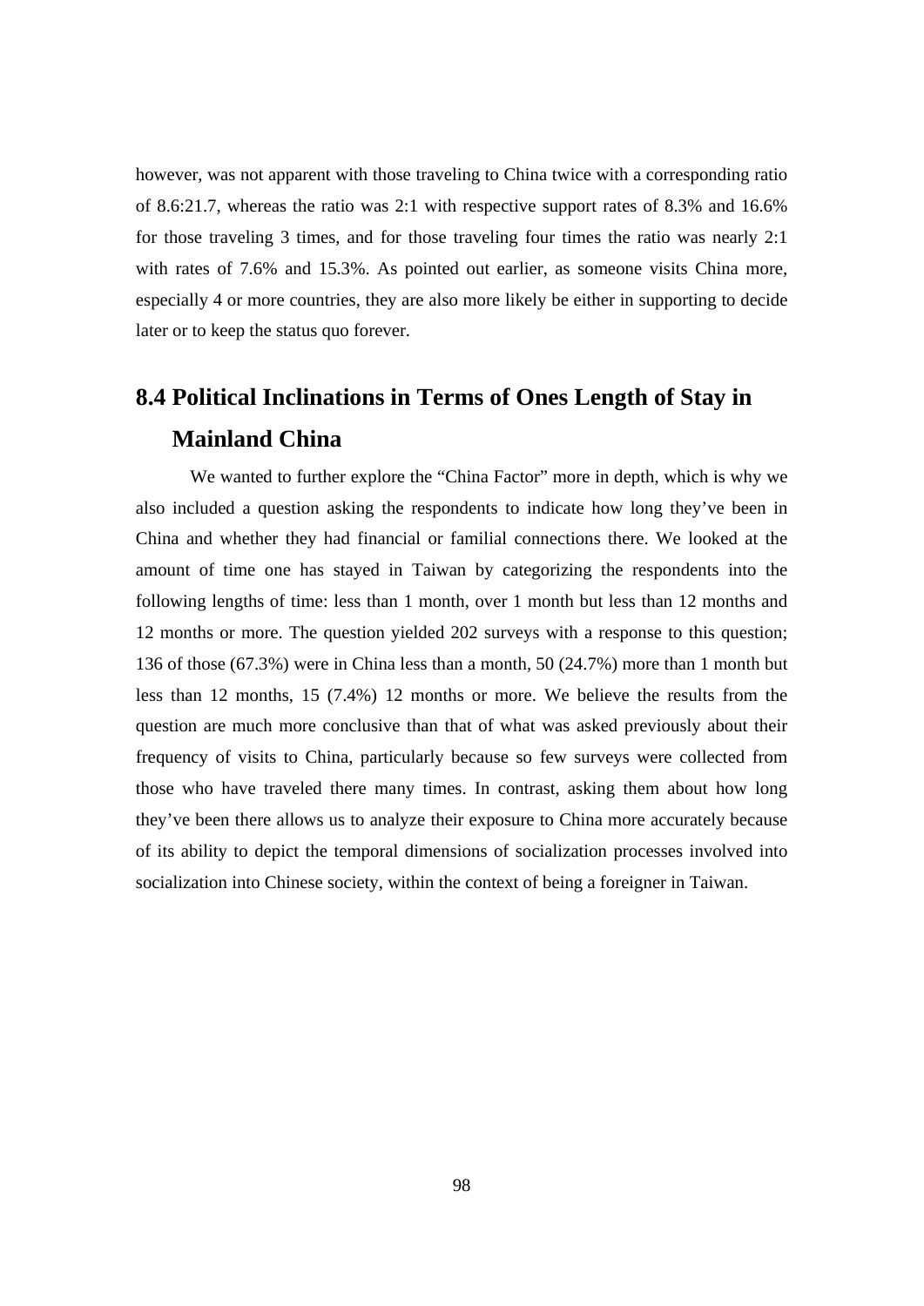however, was not apparent with those traveling to China twice with a corresponding ratio of 8.6:21.7, whereas the ratio was 2:1 with respective support rates of 8.3% and 16.6% for those traveling 3 times, and for those traveling four times the ratio was nearly 2:1 with rates of 7.6% and 15.3%. As pointed out earlier, as someone visits China more, especially 4 or more countries, they are also more likely be either in supporting to decide later or to keep the status quo forever.

## 8.4 Political Inclinations in Terms of Ones Length of Stay in Mainland China

We wanted to further explore the "China Factor" more in depth, which is why we also included a question asking the respondents to indicate how long they've been in China and whether they had financial or familial connections there. We looked at the amount of time one has stayed in Taiwan by categorizing the respondents into the following lengths of time: less than 1 month, over 1 month but less than 12 months and 12 months or more. The question yielded 202 surveys with a response to this question; 136 of those (67.3%) were in China less than a month, 50 (24.7%) more than 1 month but less than 12 months, 15 (7.4%) 12 months or more. We believe the results from the question are much more conclusive than that of what was asked previously about their frequency of visits to China, particularly because so few surveys were collected from those who have traveled there many times. In contrast, asking them about how long they've been there allows us to analyze their exposure to China more accurately because of its ability to depict the temporal dimensions of socialization processes involved into socialization into Chinese society, within the context of being a foreigner in Taiwan.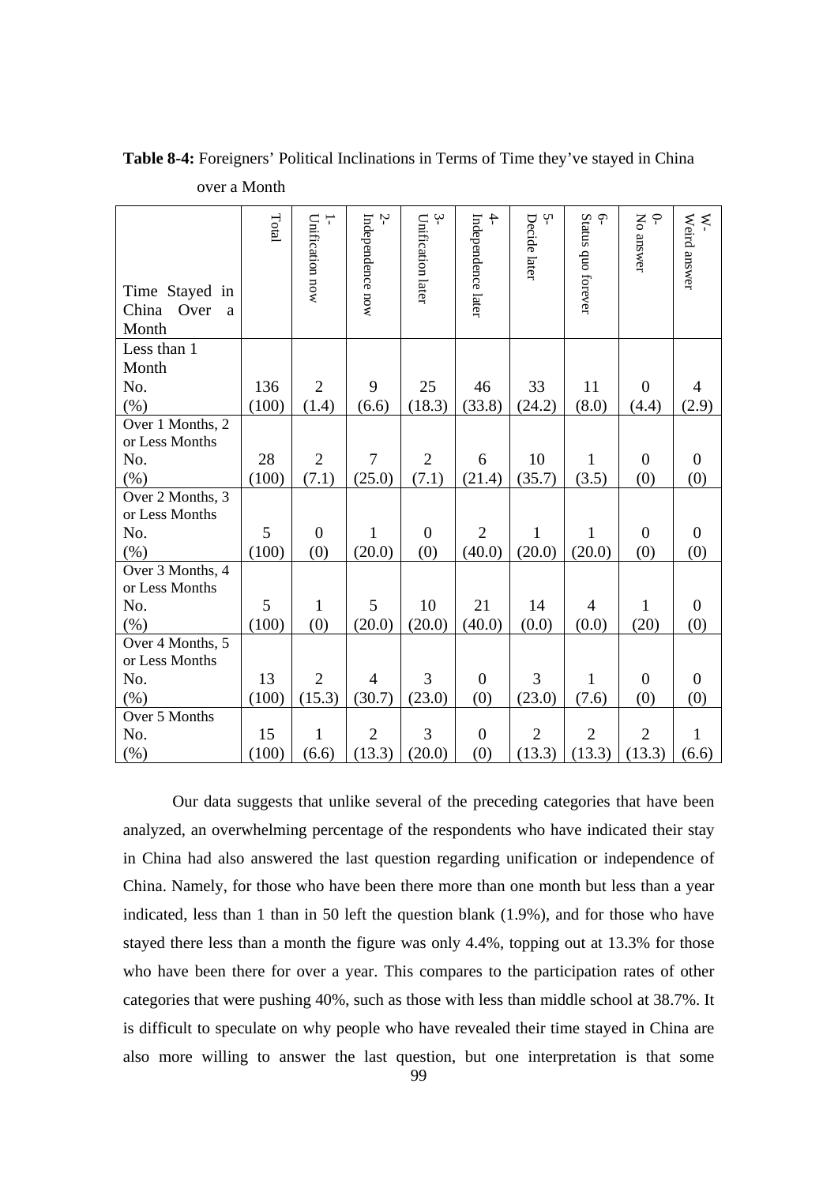**Table 8-4:** Foreigners' Political Inclinations in Terms of Time they've stayed in China over a Month

| Time Stayed in China Over a Month | Total | 1- Unification now | 2- Independence now | 3- Unification later | 4- Independence later | 5- Decide later | 6- Status quo forever | 0- No answer | W- Weird answer |
|---|---|---|---|---|---|---|---|---|---|
| Less than 1 Month | | | | | | | | | |
| No. | 136 | 2 | 9 | 25 | 46 | 33 | 11 | 0 | 4 |
| (%) | (100) | (1.4) | (6.6) | (18.3) | (33.8) | (24.2) | (8.0) | (4.4) | (2.9) |
| Over 1 Months, 2 or Less Months | | | | | | | | | |
| No. | 28 | 2 | 7 | 2 | 6 | 10 | 1 | 0 | 0 |
| (%) | (100) | (7.1) | (25.0) | (7.1) | (21.4) | (35.7) | (3.5) | (0) | (0) |
| Over 2 Months, 3 or Less Months | | | | | | | | | |
| No. | 5 | 0 | 1 | 0 | 2 | 1 | 1 | 0 | 0 |
| (%) | (100) | (0) | (20.0) | (0) | (40.0) | (20.0) | (20.0) | (0) | (0) |
| Over 3 Months, 4 or Less Months | | | | | | | | | |
| No. | 5 | 1 | 5 | 10 | 21 | 14 | 4 | 1 | 0 |
| (%) | (100) | (0) | (20.0) | (20.0) | (40.0) | (0.0) | (0.0) | (20) | (0) |
| Over 4 Months, 5 or Less Months | | | | | | | | | |
| No. | 13 | 2 | 4 | 3 | 0 | 3 | 1 | 0 | 0 |
| (%) | (100) | (15.3) | (30.7) | (23.0) | (0) | (23.0) | (7.6) | (0) | (0) |
| Over 5 Months | | | | | | | | | |
| No. | 15 | 1 | 2 | 3 | 0 | 2 | 2 | 2 | 1 |
| (%) | (100) | (6.6) | (13.3) | (20.0) | (0) | (13.3) | (13.3) | (13.3) | (6.6) |

Our data suggests that unlike several of the preceding categories that have been analyzed, an overwhelming percentage of the respondents who have indicated their stay in China had also answered the last question regarding unification or independence of China. Namely, for those who have been there more than one month but less than a year indicated, less than 1 than in 50 left the question blank (1.9%), and for those who have stayed there less than a month the figure was only 4.4%, topping out at 13.3% for those who have been there for over a year. This compares to the participation rates of other categories that were pushing 40%, such as those with less than middle school at 38.7%. It is difficult to speculate on why people who have revealed their time stayed in China are also more willing to answer the last question, but one interpretation is that some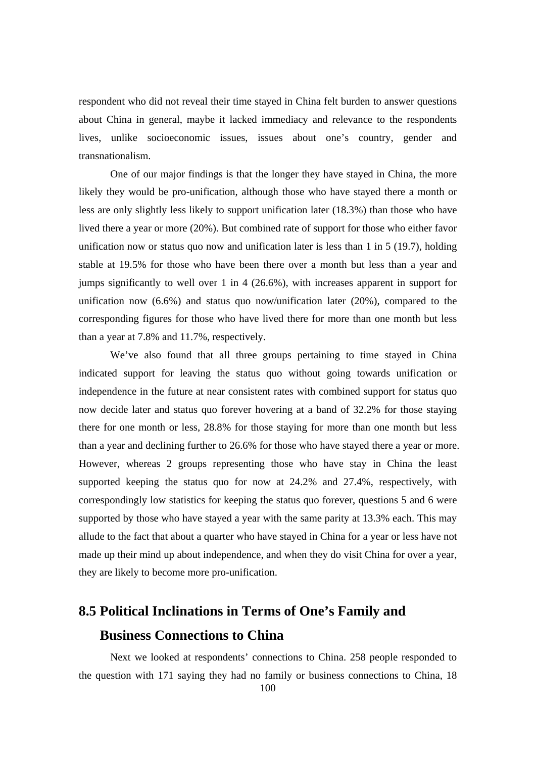respondent who did not reveal their time stayed in China felt burden to answer questions about China in general, maybe it lacked immediacy and relevance to the respondents lives, unlike socioeconomic issues, issues about one's country, gender and transnationalism.

One of our major findings is that the longer they have stayed in China, the more likely they would be pro-unification, although those who have stayed there a month or less are only slightly less likely to support unification later (18.3%) than those who have lived there a year or more (20%). But combined rate of support for those who either favor unification now or status quo now and unification later is less than 1 in 5 (19.7), holding stable at 19.5% for those who have been there over a month but less than a year and jumps significantly to well over 1 in 4 (26.6%), with increases apparent in support for unification now (6.6%) and status quo now/unification later (20%), compared to the corresponding figures for those who have lived there for more than one month but less than a year at 7.8% and 11.7%, respectively.

We've also found that all three groups pertaining to time stayed in China indicated support for leaving the status quo without going towards unification or independence in the future at near consistent rates with combined support for status quo now decide later and status quo forever hovering at a band of 32.2% for those staying there for one month or less, 28.8% for those staying for more than one month but less than a year and declining further to 26.6% for those who have stayed there a year or more. However, whereas 2 groups representing those who have stay in China the least supported keeping the status quo for now at 24.2% and 27.4%, respectively, with correspondingly low statistics for keeping the status quo forever, questions 5 and 6 were supported by those who have stayed a year with the same parity at 13.3% each. This may allude to the fact that about a quarter who have stayed in China for a year or less have not made up their mind up about independence, and when they do visit China for over a year, they are likely to become more pro-unification.

## 8.5 Political Inclinations in Terms of One's Family and Business Connections to China

Next we looked at respondents' connections to China. 258 people responded to the question with 171 saying they had no family or business connections to China, 18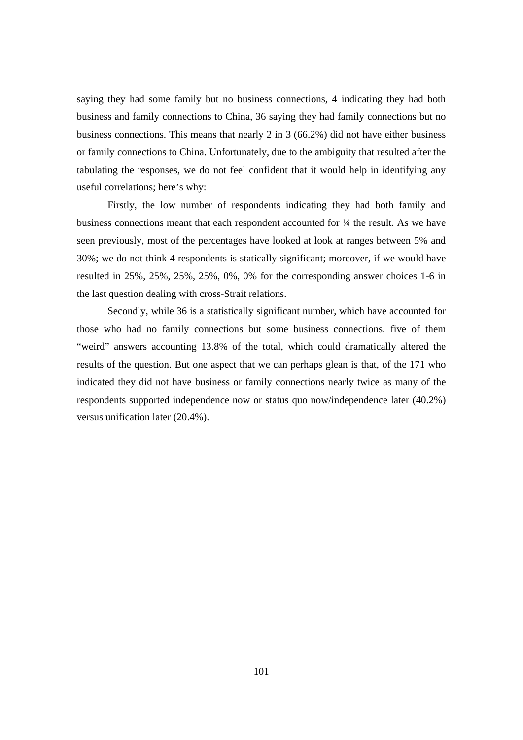saying they had some family but no business connections, 4 indicating they had both business and family connections to China, 36 saying they had family connections but no business connections. This means that nearly 2 in 3 (66.2%) did not have either business or family connections to China. Unfortunately, due to the ambiguity that resulted after the tabulating the responses, we do not feel confident that it would help in identifying any useful correlations; here's why:

Firstly, the low number of respondents indicating they had both family and business connections meant that each respondent accounted for ¼ the result. As we have seen previously, most of the percentages have looked at look at ranges between 5% and 30%; we do not think 4 respondents is statically significant; moreover, if we would have resulted in 25%, 25%, 25%, 25%, 0%, 0% for the corresponding answer choices 1-6 in the last question dealing with cross-Strait relations.

Secondly, while 36 is a statistically significant number, which have accounted for those who had no family connections but some business connections, five of them "weird" answers accounting 13.8% of the total, which could dramatically altered the results of the question. But one aspect that we can perhaps glean is that, of the 171 who indicated they did not have business or family connections nearly twice as many of the respondents supported independence now or status quo now/independence later (40.2%) versus unification later (20.4%).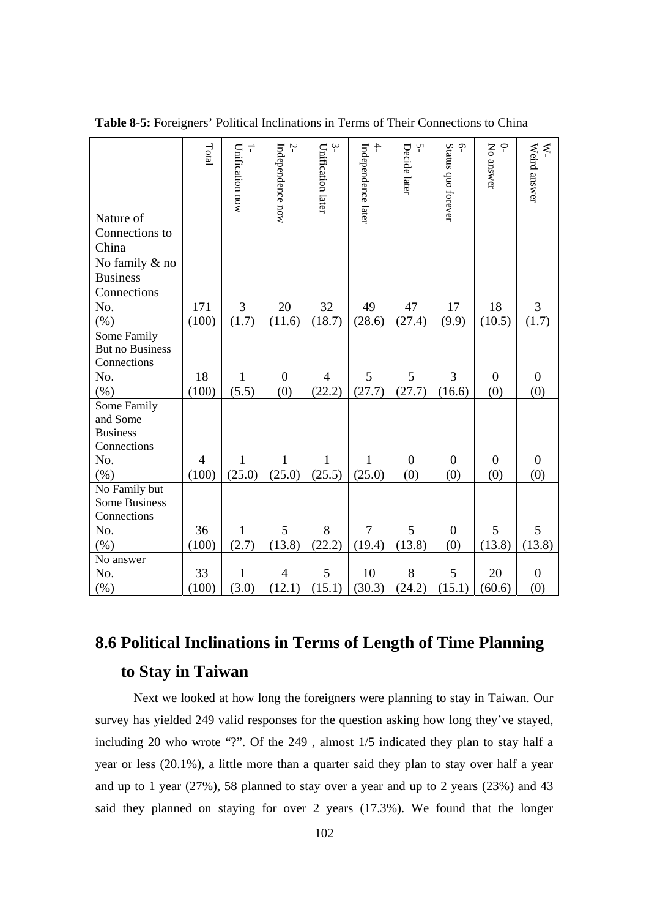**Table 8-5:** Foreigners' Political Inclinations in Terms of Their Connections to China

| Nature of Connections to China | Total | 1- Unification now | 2- Independence now | 3- Unification later | 4- Independence later | 5- Decide later | 6- Status quo forever | 0- No answer | W- Weird answer |
|---|---|---|---|---|---|---|---|---|---|
| No family & no Business Connections | | | | | | | | | |
| No. | 171 | 3 | 20 | 32 | 49 | 47 | 17 | 18 | 3 |
| (%) | (100) | (1.7) | (11.6) | (18.7) | (28.6) | (27.4) | (9.9) | (10.5) | (1.7) |
| Some Family But no Business Connections | | | | | | | | | |
| No. | 18 | 1 | 0 | 4 | 5 | 5 | 3 | 0 | 0 |
| (%) | (100) | (5.5) | (0) | (22.2) | (27.7) | (27.7) | (16.6) | (0) | (0) |
| Some Family and Some Business Connections | | | | | | | | | |
| No. | 4 | 1 | 1 | 1 | 1 | 0 | 0 | 0 | 0 |
| (%) | (100) | (25.0) | (25.0) | (25.5) | (25.0) | (0) | (0) | (0) | (0) |
| No Family but Some Business Connections | | | | | | | | | |
| No. | 36 | 1 | 5 | 8 | 7 | 5 | 0 | 5 | 5 |
| (%) | (100) | (2.7) | (13.8) | (22.2) | (19.4) | (13.8) | (0) | (13.8) | (13.8) |
| No answer | | | | | | | | | |
| No. | 33 | 1 | 4 | 5 | 10 | 8 | 5 | 20 | 0 |
| (%) | (100) | (3.0) | (12.1) | (15.1) | (30.3) | (24.2) | (15.1) | (60.6) | (0) |

## 8.6 Political Inclinations in Terms of Length of Time Planning to Stay in Taiwan

Next we looked at how long the foreigners were planning to stay in Taiwan. Our survey has yielded 249 valid responses for the question asking how long they've stayed, including 20 who wrote "?". Of the 249 , almost 1/5 indicated they plan to stay half a year or less (20.1%), a little more than a quarter said they plan to stay over half a year and up to 1 year (27%), 58 planned to stay over a year and up to 2 years (23%) and 43 said they planned on staying for over 2 years (17.3%). We found that the longer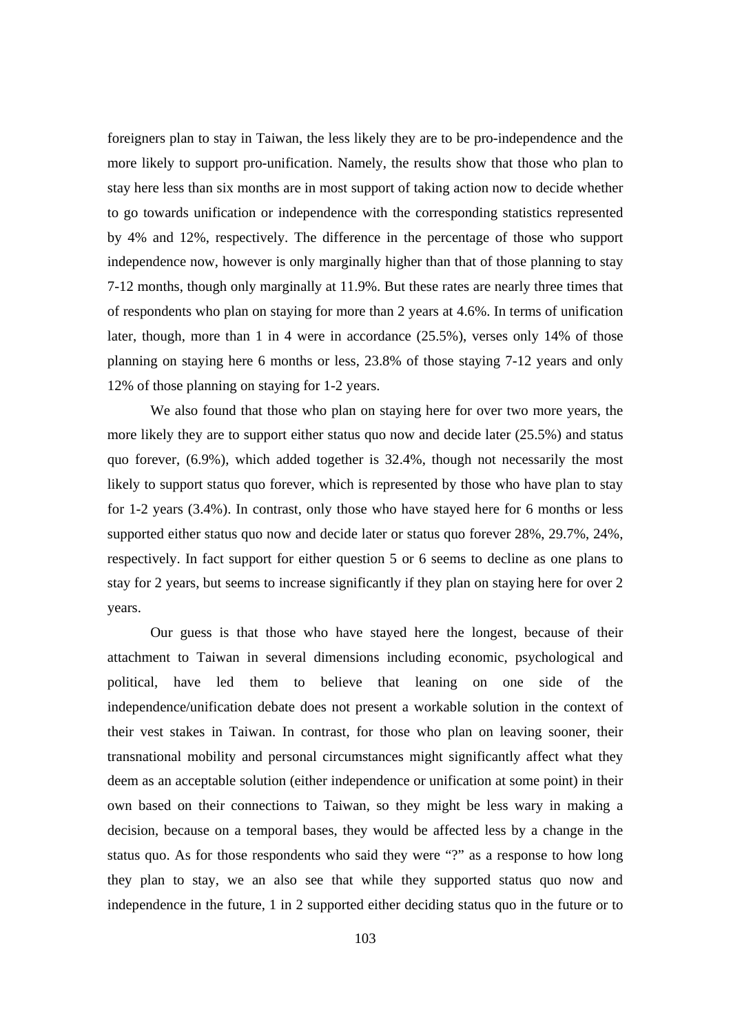foreigners plan to stay in Taiwan, the less likely they are to be pro-independence and the more likely to support pro-unification. Namely, the results show that those who plan to stay here less than six months are in most support of taking action now to decide whether to go towards unification or independence with the corresponding statistics represented by 4% and 12%, respectively. The difference in the percentage of those who support independence now, however is only marginally higher than that of those planning to stay 7-12 months, though only marginally at 11.9%. But these rates are nearly three times that of respondents who plan on staying for more than 2 years at 4.6%. In terms of unification later, though, more than 1 in 4 were in accordance (25.5%), verses only 14% of those planning on staying here 6 months or less, 23.8% of those staying 7-12 years and only 12% of those planning on staying for 1-2 years.

We also found that those who plan on staying here for over two more years, the more likely they are to support either status quo now and decide later (25.5%) and status quo forever, (6.9%), which added together is 32.4%, though not necessarily the most likely to support status quo forever, which is represented by those who have plan to stay for 1-2 years (3.4%). In contrast, only those who have stayed here for 6 months or less supported either status quo now and decide later or status quo forever 28%, 29.7%, 24%, respectively. In fact support for either question 5 or 6 seems to decline as one plans to stay for 2 years, but seems to increase significantly if they plan on staying here for over 2 years.

Our guess is that those who have stayed here the longest, because of their attachment to Taiwan in several dimensions including economic, psychological and political, have led them to believe that leaning on one side of the independence/unification debate does not present a workable solution in the context of their vest stakes in Taiwan. In contrast, for those who plan on leaving sooner, their transnational mobility and personal circumstances might significantly affect what they deem as an acceptable solution (either independence or unification at some point) in their own based on their connections to Taiwan, so they might be less wary in making a decision, because on a temporal bases, they would be affected less by a change in the status quo. As for those respondents who said they were "?" as a response to how long they plan to stay, we an also see that while they supported status quo now and independence in the future, 1 in 2 supported either deciding status quo in the future or to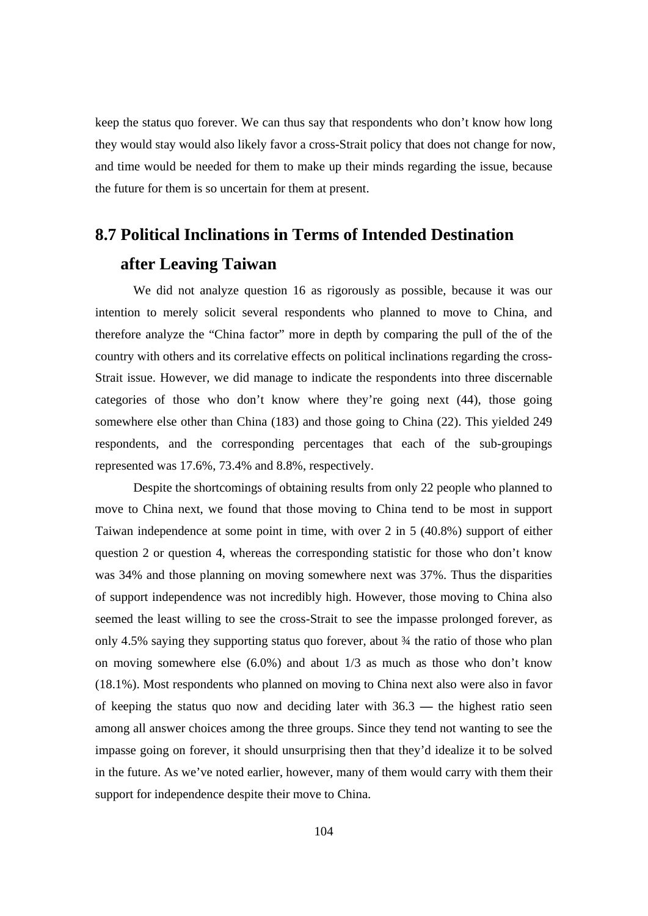keep the status quo forever. We can thus say that respondents who don't know how long they would stay would also likely favor a cross-Strait policy that does not change for now, and time would be needed for them to make up their minds regarding the issue, because the future for them is so uncertain for them at present.

## 8.7 Political Inclinations in Terms of Intended Destination after Leaving Taiwan

We did not analyze question 16 as rigorously as possible, because it was our intention to merely solicit several respondents who planned to move to China, and therefore analyze the "China factor" more in depth by comparing the pull of the of the country with others and its correlative effects on political inclinations regarding the cross-Strait issue. However, we did manage to indicate the respondents into three discernable categories of those who don't know where they're going next (44), those going somewhere else other than China (183) and those going to China (22). This yielded 249 respondents, and the corresponding percentages that each of the sub-groupings represented was 17.6%, 73.4% and 8.8%, respectively.

Despite the shortcomings of obtaining results from only 22 people who planned to move to China next, we found that those moving to China tend to be most in support Taiwan independence at some point in time, with over 2 in 5 (40.8%) support of either question 2 or question 4, whereas the corresponding statistic for those who don't know was 34% and those planning on moving somewhere next was 37%. Thus the disparities of support independence was not incredibly high. However, those moving to China also seemed the least willing to see the cross-Strait to see the impasse prolonged forever, as only 4.5% saying they supporting status quo forever, about ¾ the ratio of those who plan on moving somewhere else (6.0%) and about 1/3 as much as those who don't know (18.1%). Most respondents who planned on moving to China next also were also in favor of keeping the status quo now and deciding later with 36.3 — the highest ratio seen among all answer choices among the three groups. Since they tend not wanting to see the impasse going on forever, it should unsurprising then that they'd idealize it to be solved in the future. As we've noted earlier, however, many of them would carry with them their support for independence despite their move to China.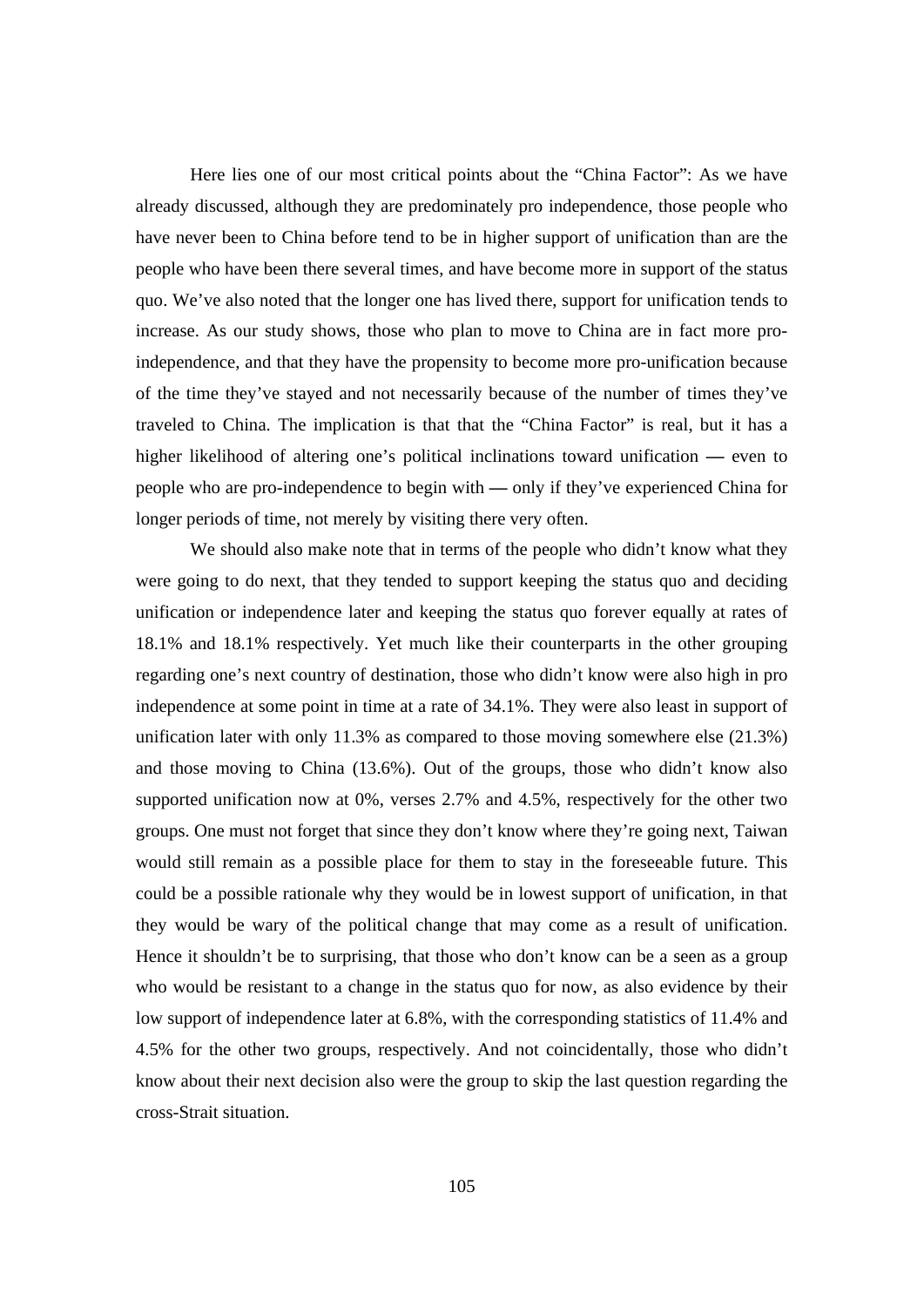Here lies one of our most critical points about the "China Factor": As we have already discussed, although they are predominately pro independence, those people who have never been to China before tend to be in higher support of unification than are the people who have been there several times, and have become more in support of the status quo. We've also noted that the longer one has lived there, support for unification tends to increase. As our study shows, those who plan to move to China are in fact more pro-independence, and that they have the propensity to become more pro-unification because of the time they've stayed and not necessarily because of the number of times they've traveled to China. The implication is that that the "China Factor" is real, but it has a higher likelihood of altering one's political inclinations toward unification — even to people who are pro-independence to begin with — only if they've experienced China for longer periods of time, not merely by visiting there very often.

We should also make note that in terms of the people who didn't know what they were going to do next, that they tended to support keeping the status quo and deciding unification or independence later and keeping the status quo forever equally at rates of 18.1% and 18.1% respectively. Yet much like their counterparts in the other grouping regarding one's next country of destination, those who didn't know were also high in pro independence at some point in time at a rate of 34.1%. They were also least in support of unification later with only 11.3% as compared to those moving somewhere else (21.3%) and those moving to China (13.6%). Out of the groups, those who didn't know also supported unification now at 0%, verses 2.7% and 4.5%, respectively for the other two groups. One must not forget that since they don't know where they're going next, Taiwan would still remain as a possible place for them to stay in the foreseeable future. This could be a possible rationale why they would be in lowest support of unification, in that they would be wary of the political change that may come as a result of unification. Hence it shouldn't be to surprising, that those who don't know can be a seen as a group who would be resistant to a change in the status quo for now, as also evidence by their low support of independence later at 6.8%, with the corresponding statistics of 11.4% and 4.5% for the other two groups, respectively. And not coincidentally, those who didn't know about their next decision also were the group to skip the last question regarding the cross-Strait situation.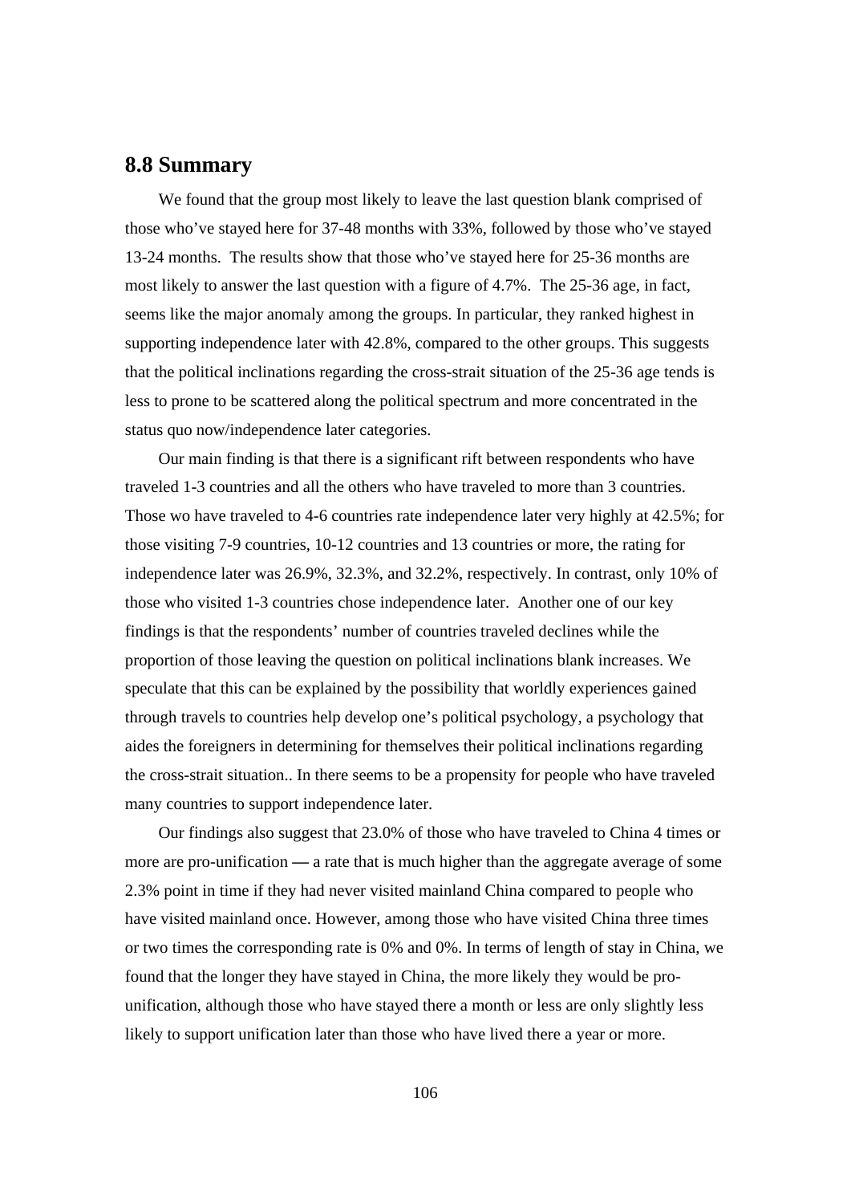## 8.8 Summary

We found that the group most likely to leave the last question blank comprised of those who've stayed here for 37-48 months with 33%, followed by those who've stayed 13-24 months. The results show that those who've stayed here for 25-36 months are most likely to answer the last question with a figure of 4.7%. The 25-36 age, in fact, seems like the major anomaly among the groups. In particular, they ranked highest in supporting independence later with 42.8%, compared to the other groups. This suggests that the political inclinations regarding the cross-strait situation of the 25-36 age tends is less to prone to be scattered along the political spectrum and more concentrated in the status quo now/independence later categories.

Our main finding is that there is a significant rift between respondents who have traveled 1-3 countries and all the others who have traveled to more than 3 countries. Those wo have traveled to 4-6 countries rate independence later very highly at 42.5%; for those visiting 7-9 countries, 10-12 countries and 13 countries or more, the rating for independence later was 26.9%, 32.3%, and 32.2%, respectively. In contrast, only 10% of those who visited 1-3 countries chose independence later. Another one of our key findings is that the respondents' number of countries traveled declines while the proportion of those leaving the question on political inclinations blank increases. We speculate that this can be explained by the possibility that worldly experiences gained through travels to countries help develop one's political psychology, a psychology that aides the foreigners in determining for themselves their political inclinations regarding the cross-strait situation.. In there seems to be a propensity for people who have traveled many countries to support independence later.

Our findings also suggest that 23.0% of those who have traveled to China 4 times or more are pro-unification — a rate that is much higher than the aggregate average of some 2.3% point in time if they had never visited mainland China compared to people who have visited mainland once. However, among those who have visited China three times or two times the corresponding rate is 0% and 0%. In terms of length of stay in China, we found that the longer they have stayed in China, the more likely they would be pro-unification, although those who have stayed there a month or less are only slightly less likely to support unification later than those who have lived there a year or more.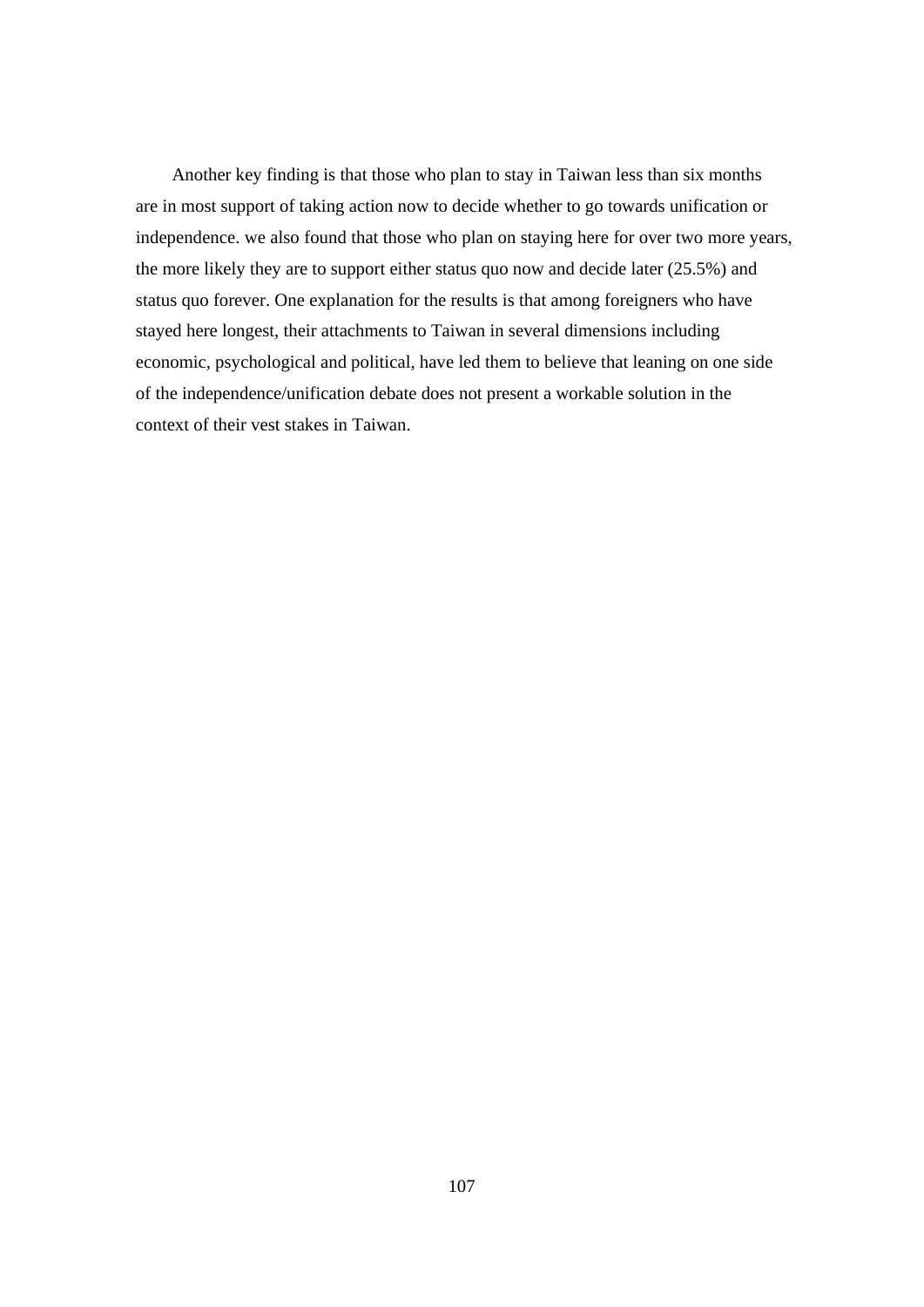Another key finding is that those who plan to stay in Taiwan less than six months are in most support of taking action now to decide whether to go towards unification or independence. we also found that those who plan on staying here for over two more years, the more likely they are to support either status quo now and decide later (25.5%) and status quo forever. One explanation for the results is that among foreigners who have stayed here longest, their attachments to Taiwan in several dimensions including economic, psychological and political, have led them to believe that leaning on one side of the independence/unification debate does not present a workable solution in the context of their vest stakes in Taiwan.